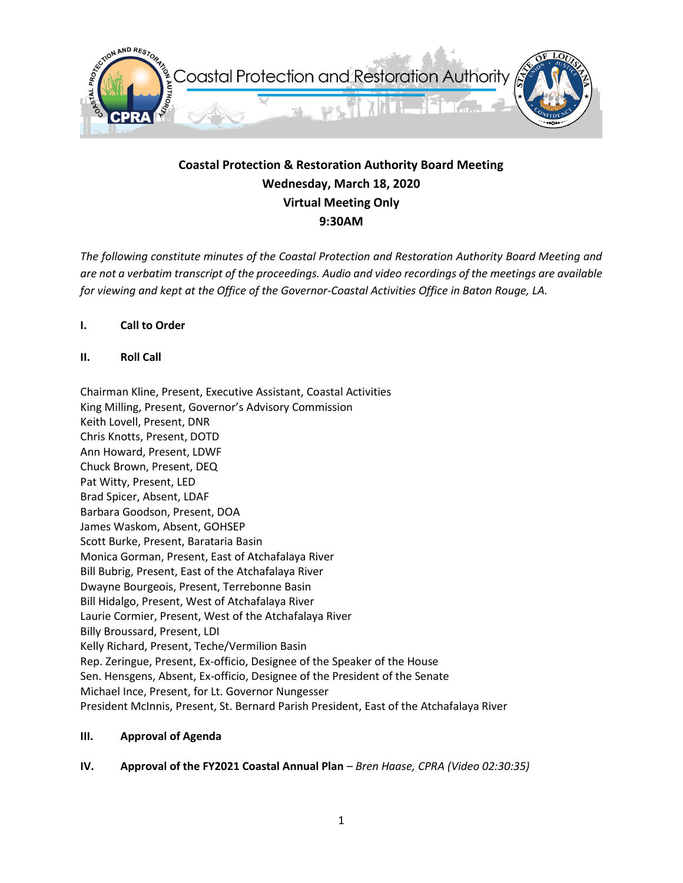# Coastal Protection & Restoration Authority Board Meeting

**Wednesday, March 18, 2020**
**Virtual Meeting Only**
**9:30AM**

*The following constitute minutes of the Coastal Protection and Restoration Authority Board Meeting and are not a verbatim transcript of the proceedings. Audio and video recordings of the meetings are available for viewing and kept at the Office of the Governor-Coastal Activities Office in Baton Rouge, LA.*

## I. Call to Order

## II. Roll Call

Chairman Kline, Present, Executive Assistant, Coastal Activities
King Milling, Present, Governor's Advisory Commission
Keith Lovell, Present, DNR
Chris Knotts, Present, DOTD
Ann Howard, Present, LDWF
Chuck Brown, Present, DEQ
Pat Witty, Present, LED
Brad Spicer, Absent, LDAF
Barbara Goodson, Present, DOA
James Waskom, Absent, GOHSEP
Scott Burke, Present, Barataria Basin
Monica Gorman, Present, East of Atchafalaya River
Bill Bubrig, Present, East of the Atchafalaya River
Dwayne Bourgeois, Present, Terrebonne Basin
Bill Hidalgo, Present, West of Atchafalaya River
Laurie Cormier, Present, West of the Atchafalaya River
Billy Broussard, Present, LDI
Kelly Richard, Present, Teche/Vermilion Basin
Rep. Zeringue, Present, Ex-officio, Designee of the Speaker of the House
Sen. Hensgens, Absent, Ex-officio, Designee of the President of the Senate
Michael Ince, Present, for Lt. Governor Nungesser
President McInnis, Present, St. Bernard Parish President, East of the Atchafalaya River

## III. Approval of Agenda

## IV. Approval of the FY2021 Coastal Annual Plan – *Bren Haase, CPRA (Video 02:30:35)*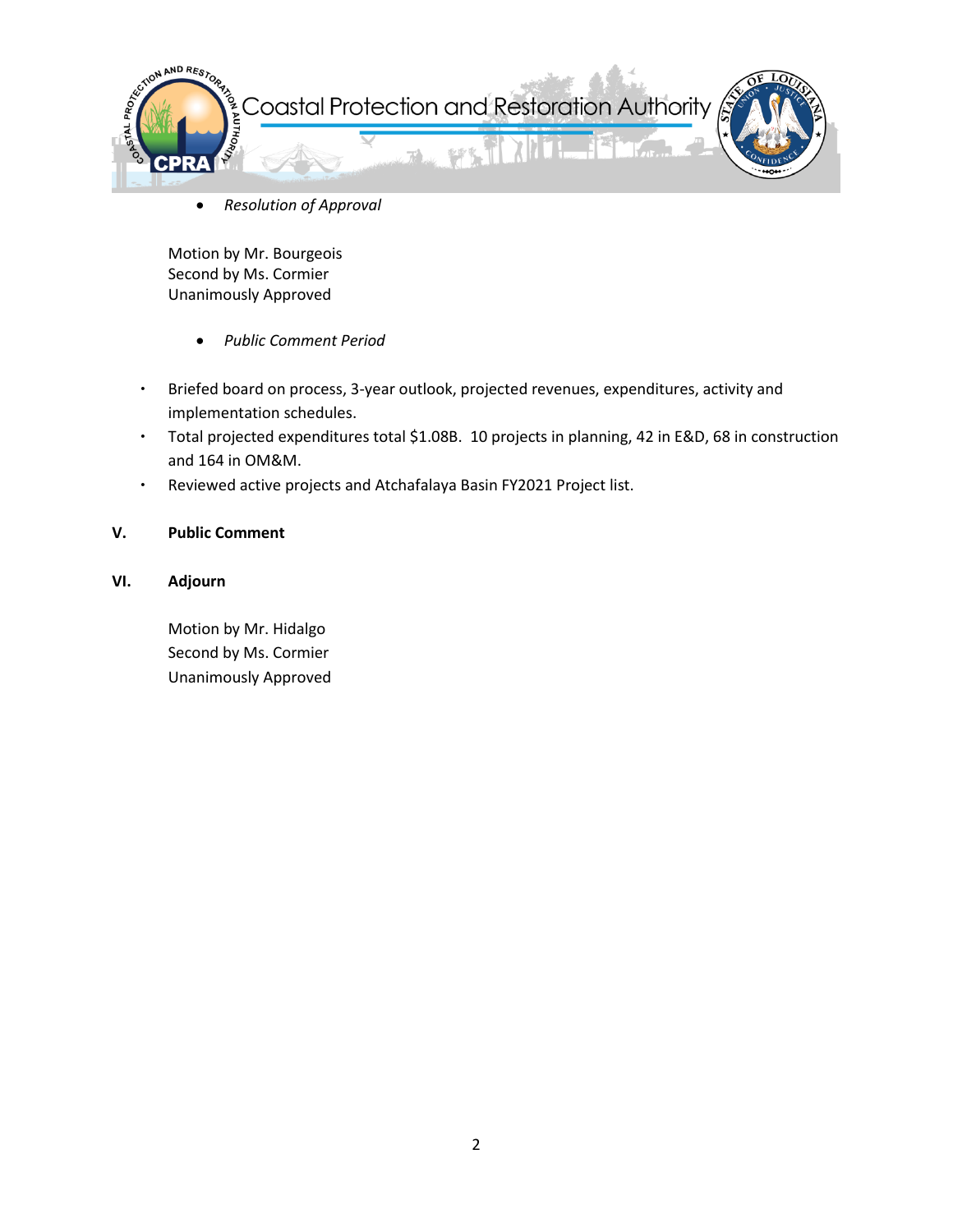- *Resolution of Approval*

Motion by Mr. Bourgeois
Second by Ms. Cormier
Unanimously Approved

- *Public Comment Period*

- Briefed board on process, 3-year outlook, projected revenues, expenditures, activity and implementation schedules.
- Total projected expenditures total $1.08B. 10 projects in planning, 42 in E&D, 68 in construction and 164 in OM&M.
- Reviewed active projects and Atchafalaya Basin FY2021 Project list.

**V. Public Comment**

**VI. Adjourn**

Motion by Mr. Hidalgo
Second by Ms. Cormier
Unanimously Approved